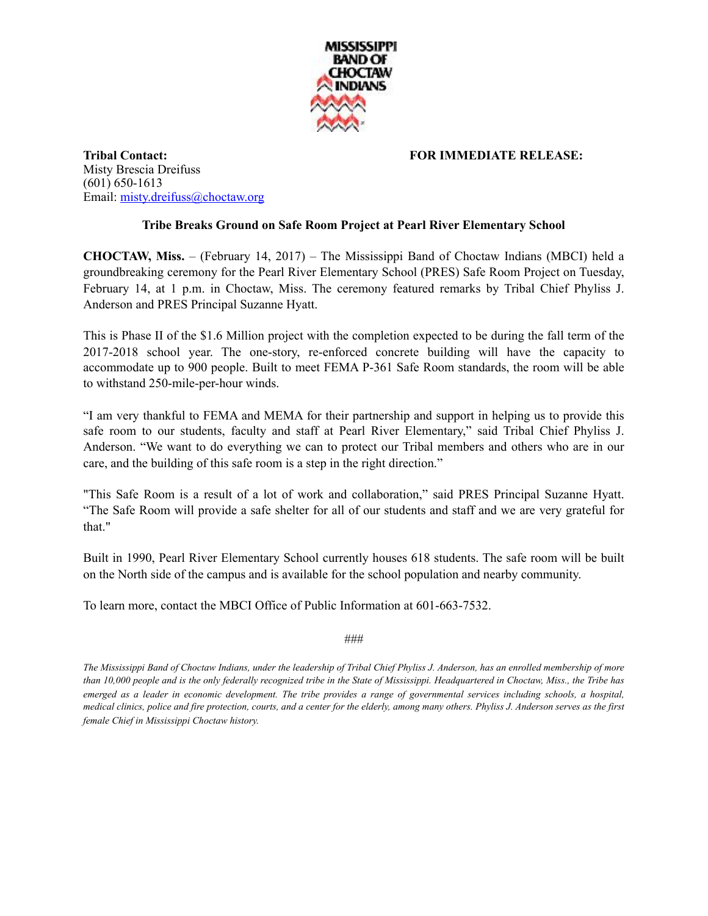MISSISSIPPI BAND OF CHOCTAW INDIANS

**Tribal Contact:**
Misty Brescia Dreifuss
(601) 650-1613
Email: misty.dreifuss@choctaw.org

**FOR IMMEDIATE RELEASE:**

**Tribe Breaks Ground on Safe Room Project at Pearl River Elementary School**

**CHOCTAW, Miss.** – (February 14, 2017) – The Mississippi Band of Choctaw Indians (MBCI) held a groundbreaking ceremony for the Pearl River Elementary School (PRES) Safe Room Project on Tuesday, February 14, at 1 p.m. in Choctaw, Miss. The ceremony featured remarks by Tribal Chief Phyliss J. Anderson and PRES Principal Suzanne Hyatt.

This is Phase II of the $1.6 Million project with the completion expected to be during the fall term of the 2017-2018 school year. The one-story, re-enforced concrete building will have the capacity to accommodate up to 900 people. Built to meet FEMA P-361 Safe Room standards, the room will be able to withstand 250-mile-per-hour winds.

"I am very thankful to FEMA and MEMA for their partnership and support in helping us to provide this safe room to our students, faculty and staff at Pearl River Elementary," said Tribal Chief Phyliss J. Anderson. "We want to do everything we can to protect our Tribal members and others who are in our care, and the building of this safe room is a step in the right direction."

"This Safe Room is a result of a lot of work and collaboration," said PRES Principal Suzanne Hyatt. "The Safe Room will provide a safe shelter for all of our students and staff and we are very grateful for that."

Built in 1990, Pearl River Elementary School currently houses 618 students. The safe room will be built on the North side of the campus and is available for the school population and nearby community.

To learn more, contact the MBCI Office of Public Information at 601-663-7532.

###

*The Mississippi Band of Choctaw Indians, under the leadership of Tribal Chief Phyliss J. Anderson, has an enrolled membership of more than 10,000 people and is the only federally recognized tribe in the State of Mississippi. Headquartered in Choctaw, Miss., the Tribe has emerged as a leader in economic development. The tribe provides a range of governmental services including schools, a hospital, medical clinics, police and fire protection, courts, and a center for the elderly, among many others. Phyliss J. Anderson serves as the first female Chief in Mississippi Choctaw history.*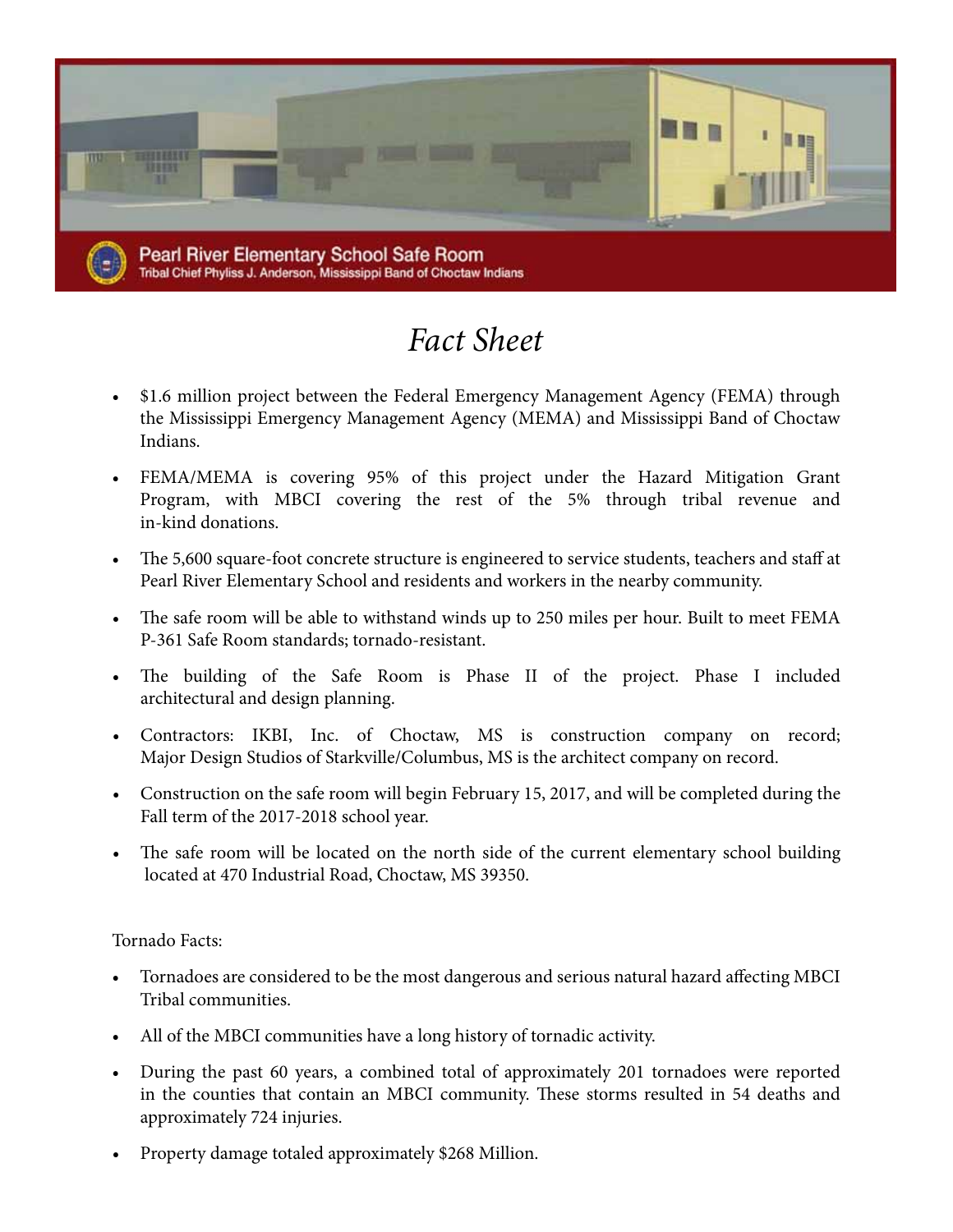**Pearl River Elementary School Safe Room**
Tribal Chief Phyliss J. Anderson, Mississippi Band of Choctaw Indians

# *Fact Sheet*

- $1.6 million project between the Federal Emergency Management Agency (FEMA) through the Mississippi Emergency Management Agency (MEMA) and Mississippi Band of Choctaw Indians.
- FEMA/MEMA is covering 95% of this project under the Hazard Mitigation Grant Program, with MBCI covering the rest of the 5% through tribal revenue and in-kind donations.
- The 5,600 square-foot concrete structure is engineered to service students, teachers and staff at Pearl River Elementary School and residents and workers in the nearby community.
- The safe room will be able to withstand winds up to 250 miles per hour. Built to meet FEMA P-361 Safe Room standards; tornado-resistant.
- The building of the Safe Room is Phase II of the project. Phase I included architectural and design planning.
- Contractors: IKBI, Inc. of Choctaw, MS is construction company on record; Major Design Studios of Starkville/Columbus, MS is the architect company on record.
- Construction on the safe room will begin February 15, 2017, and will be completed during the Fall term of the 2017-2018 school year.
- The safe room will be located on the north side of the current elementary school building located at 470 Industrial Road, Choctaw, MS 39350.

Tornado Facts:

- Tornadoes are considered to be the most dangerous and serious natural hazard affecting MBCI Tribal communities.
- All of the MBCI communities have a long history of tornadic activity.
- During the past 60 years, a combined total of approximately 201 tornadoes were reported in the counties that contain an MBCI community. These storms resulted in 54 deaths and approximately 724 injuries.
- Property damage totaled approximately $268 Million.